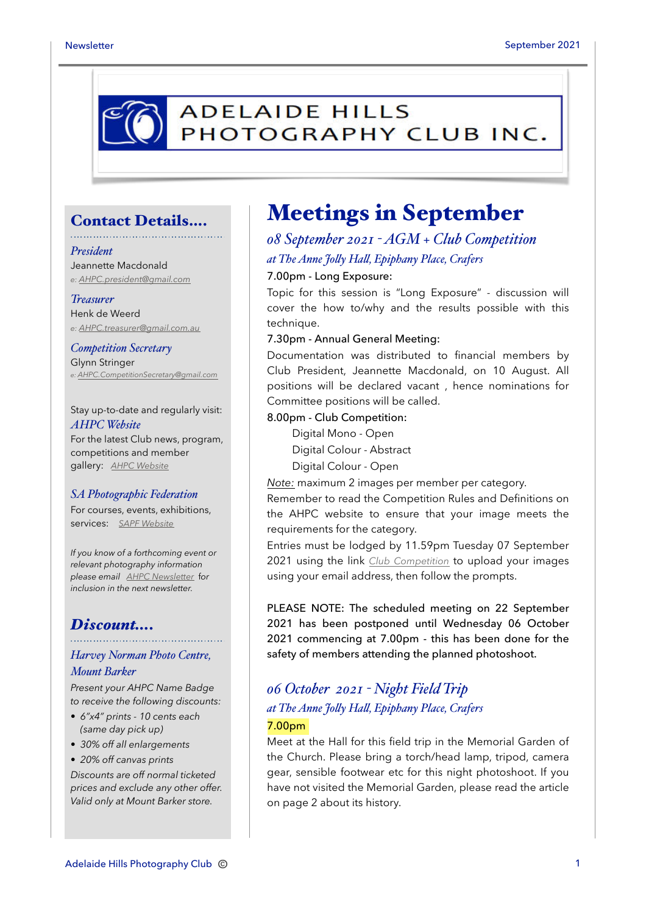# ADELAIDE HILLS PHOTOGRAPHY CLUB INC.

## Contact Details....

*President*
Jeannette Macdonald
e: AHPC.president@gmail.com

*Treasurer*
Henk de Weerd
e: AHPC.treasurer@gmail.com.au

*Competition Secretary*
Glynn Stringer
e: AHPC.CompetitionSecretary@gmail.com

Stay up-to-date and regularly visit:
*AHPC Website*
For the latest Club news, program, competitions and member gallery: AHPC Website

*SA Photographic Federation*
For courses, events, exhibitions, services: SAPF Website

*If you know of a forthcoming event or relevant photography information please email AHPC Newsletter for inclusion in the next newsletter.*

## Discount....

*Harvey Norman Photo Centre, Mount Barker*

*Present your AHPC Name Badge to receive the following discounts:*

- *6"x4" prints - 10 cents each (same day pick up)*
- *30% off all enlargements*
- *20% off canvas prints*

*Discounts are off normal ticketed prices and exclude any other offer. Valid only at Mount Barker store.*

# Meetings in September

## *08 September 2021 - AGM + Club Competition*

*at The Anne Jolly Hall, Epiphany Place, Crafers*

7.00pm - Long Exposure:

Topic for this session is "Long Exposure" - discussion will cover the how to/why and the results possible with this technique.

7.30pm - Annual General Meeting:

Documentation was distributed to financial members by Club President, Jeannette Macdonald, on 10 August. All positions will be declared vacant , hence nominations for Committee positions will be called.

8.00pm - Club Competition:

Digital Mono - Open
Digital Colour - Abstract
Digital Colour - Open

*Note:* maximum 2 images per member per category.
Remember to read the Competition Rules and Definitions on the AHPC website to ensure that your image meets the requirements for the category.
Entries must be lodged by 11.59pm Tuesday 07 September 2021 using the link Club Competition to upload your images using your email address, then follow the prompts.

PLEASE NOTE: The scheduled meeting on 22 September 2021 has been postponed until Wednesday 06 October 2021 commencing at 7.00pm - this has been done for the safety of members attending the planned photoshoot.

## *06 October 2021 - Night Field Trip*

*at The Anne Jolly Hall, Epiphany Place, Crafers*

7.00pm

Meet at the Hall for this field trip in the Memorial Garden of the Church. Please bring a torch/head lamp, tripod, camera gear, sensible footwear etc for this night photoshoot. If you have not visited the Memorial Garden, please read the article on page 2 about its history.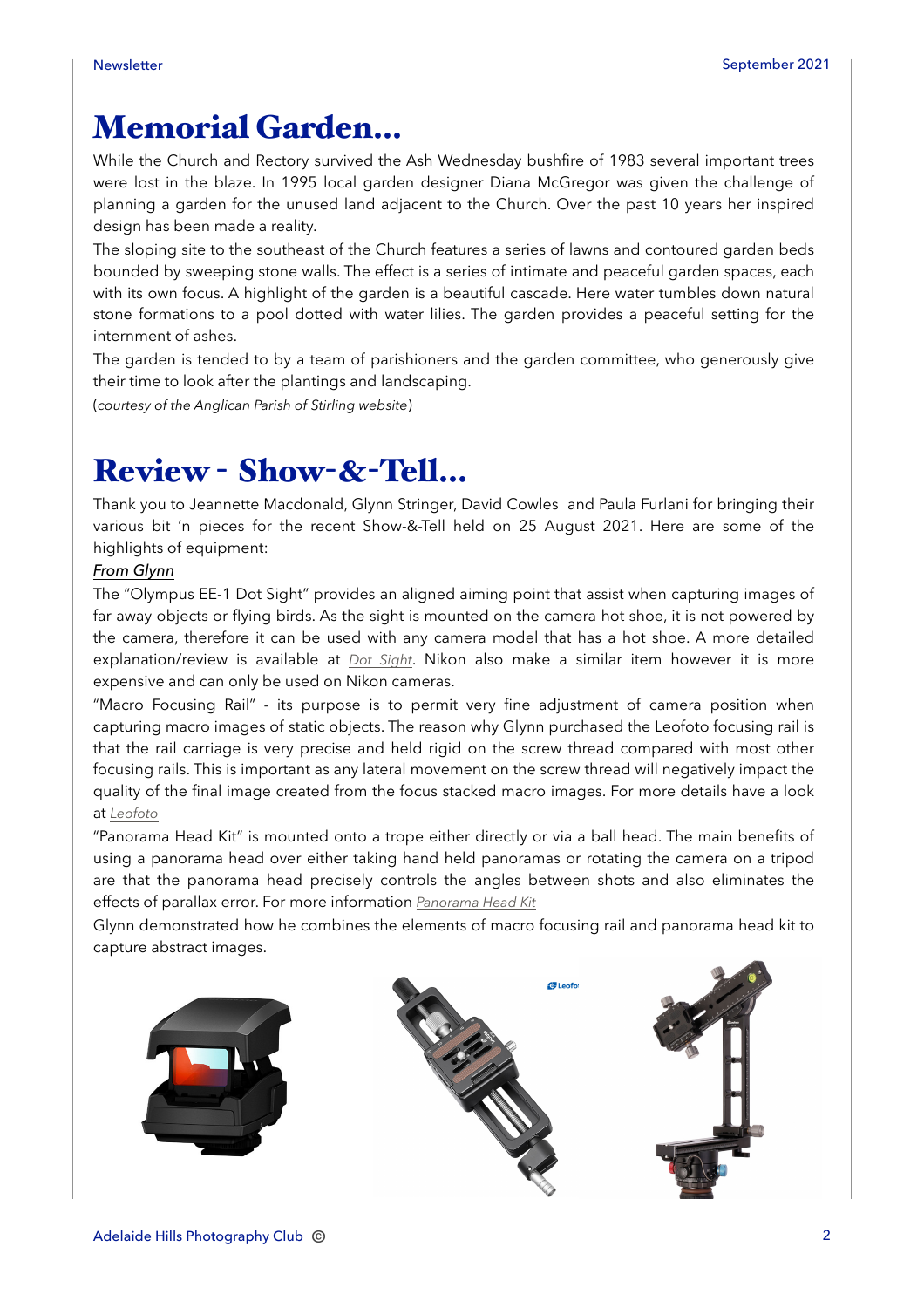# Memorial Garden...

While the Church and Rectory survived the Ash Wednesday bushfire of 1983 several important trees were lost in the blaze. In 1995 local garden designer Diana McGregor was given the challenge of planning a garden for the unused land adjacent to the Church. Over the past 10 years her inspired design has been made a reality.

The sloping site to the southeast of the Church features a series of lawns and contoured garden beds bounded by sweeping stone walls. The effect is a series of intimate and peaceful garden spaces, each with its own focus. A highlight of the garden is a beautiful cascade. Here water tumbles down natural stone formations to a pool dotted with water lilies. The garden provides a peaceful setting for the internment of ashes.

The garden is tended to by a team of parishioners and the garden committee, who generously give their time to look after the plantings and landscaping.

(*courtesy of the Anglican Parish of Stirling website*)

# Review - Show-&-Tell...

Thank you to Jeannette Macdonald, Glynn Stringer, David Cowles and Paula Furlani for bringing their various bit 'n pieces for the recent Show-&-Tell held on 25 August 2021. Here are some of the highlights of equipment:

*From Glynn*

The "Olympus EE-1 Dot Sight" provides an aligned aiming point that assist when capturing images of far away objects or flying birds. As the sight is mounted on the camera hot shoe, it is not powered by the camera, therefore it can be used with any camera model that has a hot shoe. A more detailed explanation/review is available at *Dot Sight*. Nikon also make a similar item however it is more expensive and can only be used on Nikon cameras.

"Macro Focusing Rail" - its purpose is to permit very fine adjustment of camera position when capturing macro images of static objects. The reason why Glynn purchased the Leofoto focusing rail is that the rail carriage is very precise and held rigid on the screw thread compared with most other focusing rails. This is important as any lateral movement on the screw thread will negatively impact the quality of the final image created from the focus stacked macro images. For more details have a look at *Leofoto*

"Panorama Head Kit" is mounted onto a trope either directly or via a ball head. The main benefits of using a panorama head over either taking hand held panoramas or rotating the camera on a tripod are that the panorama head precisely controls the angles between shots and also eliminates the effects of parallax error. For more information *Panorama Head Kit*

Glynn demonstrated how he combines the elements of macro focusing rail and panorama head kit to capture abstract images.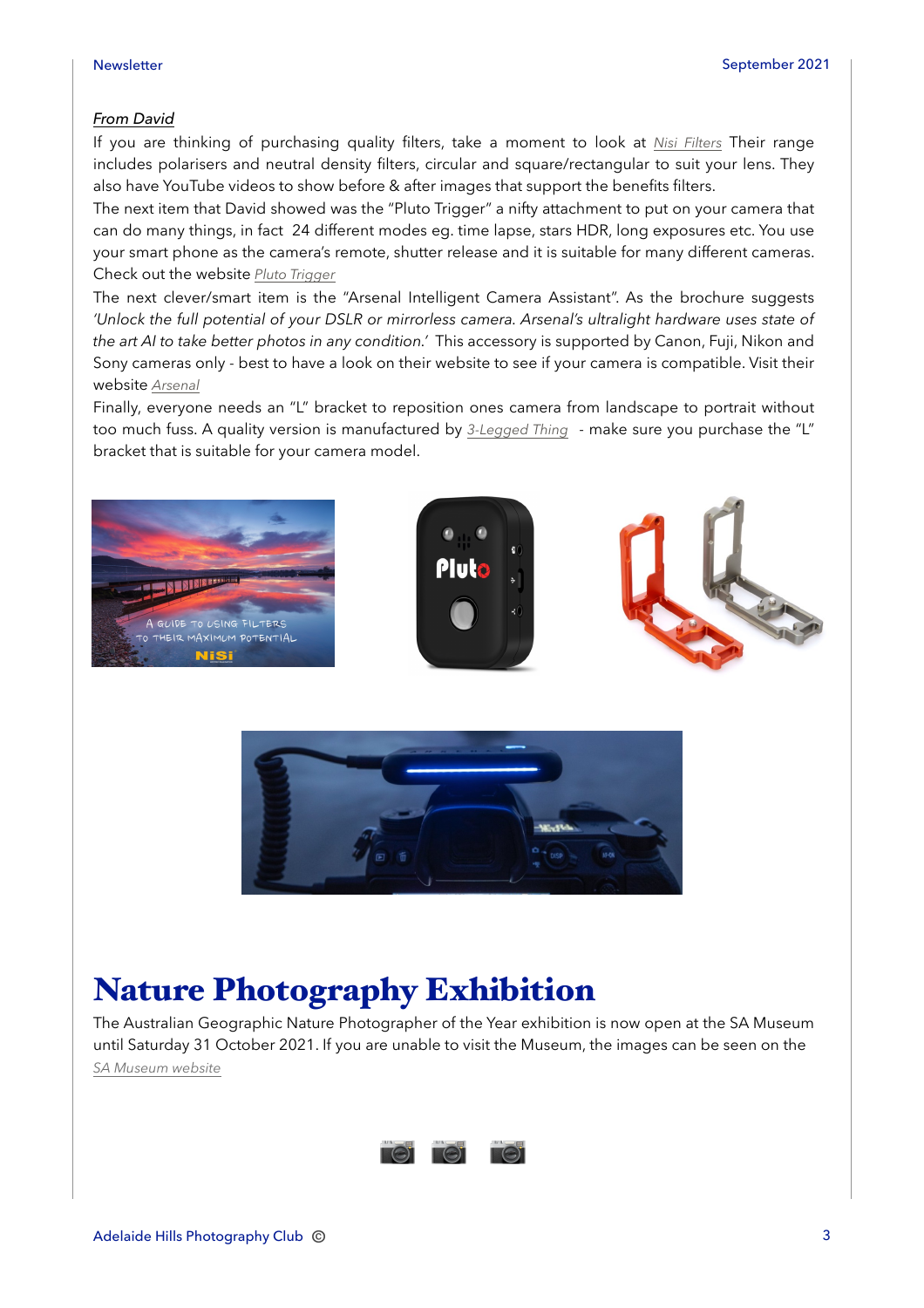*From David*

If you are thinking of purchasing quality filters, take a moment to look at *Nisi Filters* Their range includes polarisers and neutral density filters, circular and square/rectangular to suit your lens. They also have YouTube videos to show before & after images that support the benefits filters.

The next item that David showed was the "Pluto Trigger" a nifty attachment to put on your camera that can do many things, in fact 24 different modes eg. time lapse, stars HDR, long exposures etc. You use your smart phone as the camera's remote, shutter release and it is suitable for many different cameras. Check out the website *Pluto Trigger*

The next clever/smart item is the "Arsenal Intelligent Camera Assistant". As the brochure suggests *'Unlock the full potential of your DSLR or mirrorless camera. Arsenal's ultralight hardware uses state of the art AI to take better photos in any condition.'* This accessory is supported by Canon, Fuji, Nikon and Sony cameras only - best to have a look on their website to see if your camera is compatible. Visit their website *Arsenal*

Finally, everyone needs an "L" bracket to reposition ones camera from landscape to portrait without too much fuss. A quality version is manufactured by *3-Legged Thing* - make sure you purchase the "L" bracket that is suitable for your camera model.

# Nature Photography Exhibition

The Australian Geographic Nature Photographer of the Year exhibition is now open at the SA Museum until Saturday 31 October 2021. If you are unable to visit the Museum, the images can be seen on the *SA Museum website*